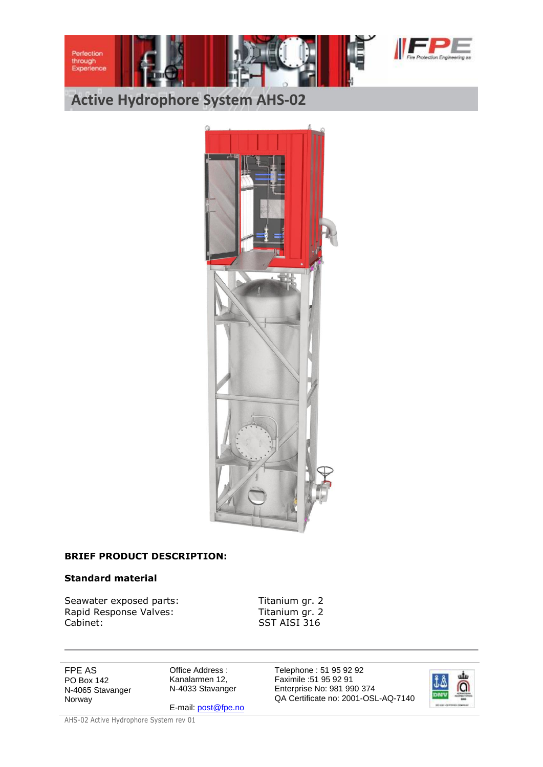# Active Hydrophore System AHS-02

**BRIEF PRODUCT DESCRIPTION:**

**Standard material**

| | |
|---|---|
| Seawater exposed parts: | Titanium gr. 2 |
| Rapid Response Valves: | Titanium gr. 2 |
| Cabinet: | SST AISI 316 |

FPE AS
PO Box 142
N-4065 Stavanger
Norway

Office Address :
Kanalarmen 12,
N-4033 Stavanger

E-mail: post@fpe.no

Telephone : 51 95 92 92
Faximile :51 95 92 91
Enterprise No: 981 990 374
QA Certificate no: 2001-OSL-AQ-7140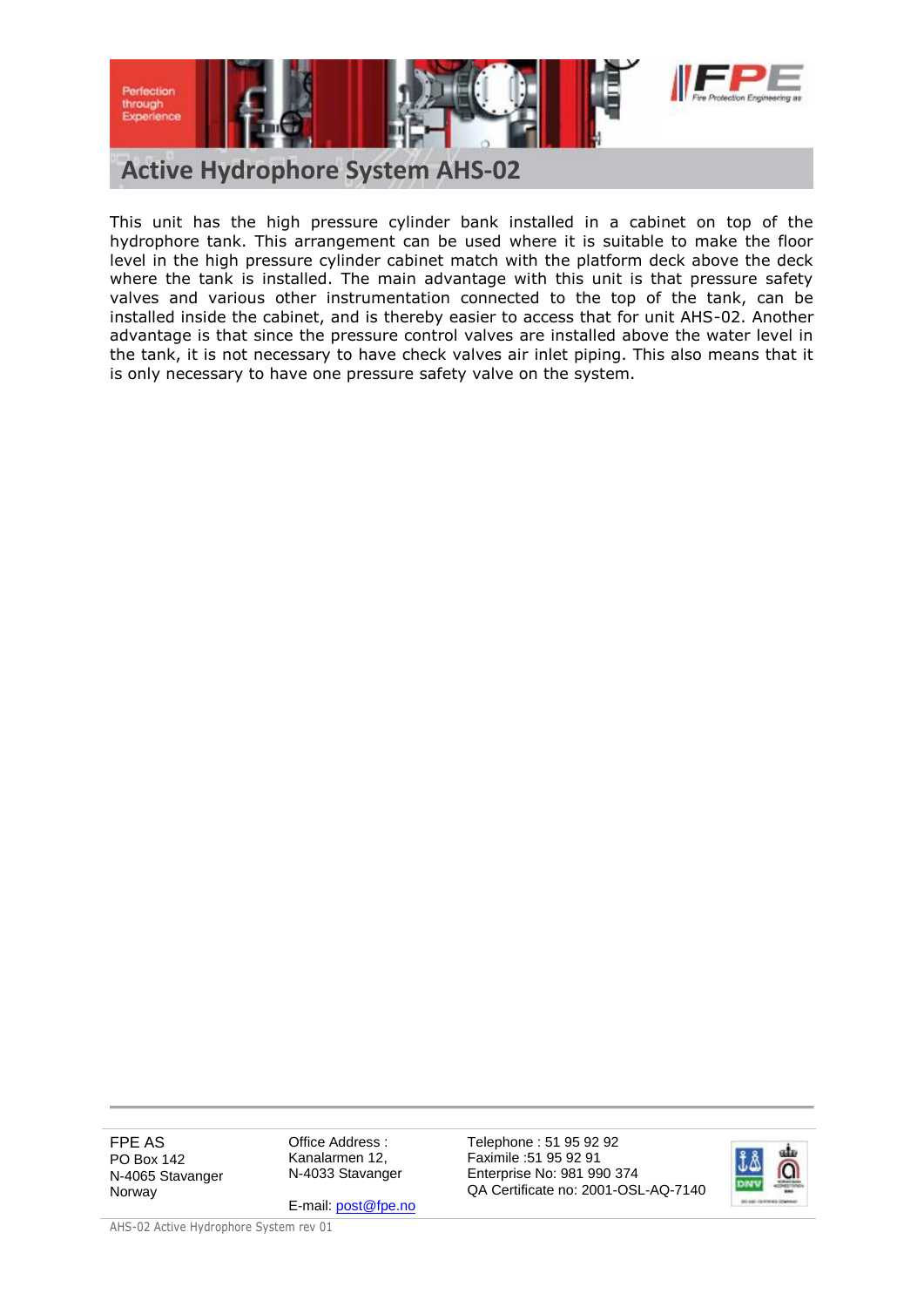# Active Hydrophore System AHS-02

This unit has the high pressure cylinder bank installed in a cabinet on top of the hydrophore tank. This arrangement can be used where it is suitable to make the floor level in the high pressure cylinder cabinet match with the platform deck above the deck where the tank is installed. The main advantage with this unit is that pressure safety valves and various other instrumentation connected to the top of the tank, can be installed inside the cabinet, and is thereby easier to access that for unit AHS-02. Another advantage is that since the pressure control valves are installed above the water level in the tank, it is not necessary to have check valves air inlet piping. This also means that it is only necessary to have one pressure safety valve on the system.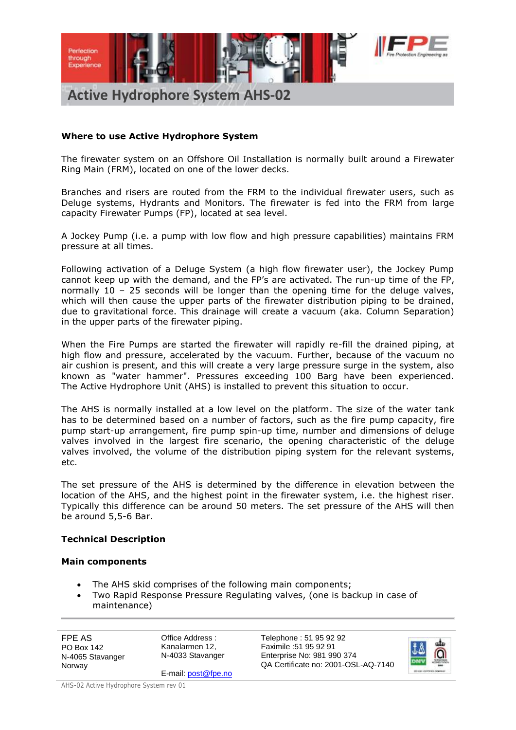# Active Hydrophore System AHS-02

**Where to use Active Hydrophore System**

The firewater system on an Offshore Oil Installation is normally built around a Firewater Ring Main (FRM), located on one of the lower decks.

Branches and risers are routed from the FRM to the individual firewater users, such as Deluge systems, Hydrants and Monitors. The firewater is fed into the FRM from large capacity Firewater Pumps (FP), located at sea level.

A Jockey Pump (i.e. a pump with low flow and high pressure capabilities) maintains FRM pressure at all times.

Following activation of a Deluge System (a high flow firewater user), the Jockey Pump cannot keep up with the demand, and the FP's are activated. The run-up time of the FP, normally 10 – 25 seconds will be longer than the opening time for the deluge valves, which will then cause the upper parts of the firewater distribution piping to be drained, due to gravitational force. This drainage will create a vacuum (aka. Column Separation) in the upper parts of the firewater piping.

When the Fire Pumps are started the firewater will rapidly re-fill the drained piping, at high flow and pressure, accelerated by the vacuum. Further, because of the vacuum no air cushion is present, and this will create a very large pressure surge in the system, also known as "water hammer". Pressures exceeding 100 Barg have been experienced. The Active Hydrophore Unit (AHS) is installed to prevent this situation to occur.

The AHS is normally installed at a low level on the platform. The size of the water tank has to be determined based on a number of factors, such as the fire pump capacity, fire pump start-up arrangement, fire pump spin-up time, number and dimensions of deluge valves involved in the largest fire scenario, the opening characteristic of the deluge valves involved, the volume of the distribution piping system for the relevant systems, etc.

The set pressure of the AHS is determined by the difference in elevation between the location of the AHS, and the highest point in the firewater system, i.e. the highest riser. Typically this difference can be around 50 meters. The set pressure of the AHS will then be around 5,5-6 Bar.

**Technical Description**

**Main components**

- The AHS skid comprises of the following main components;
- Two Rapid Response Pressure Regulating valves, (one is backup in case of maintenance)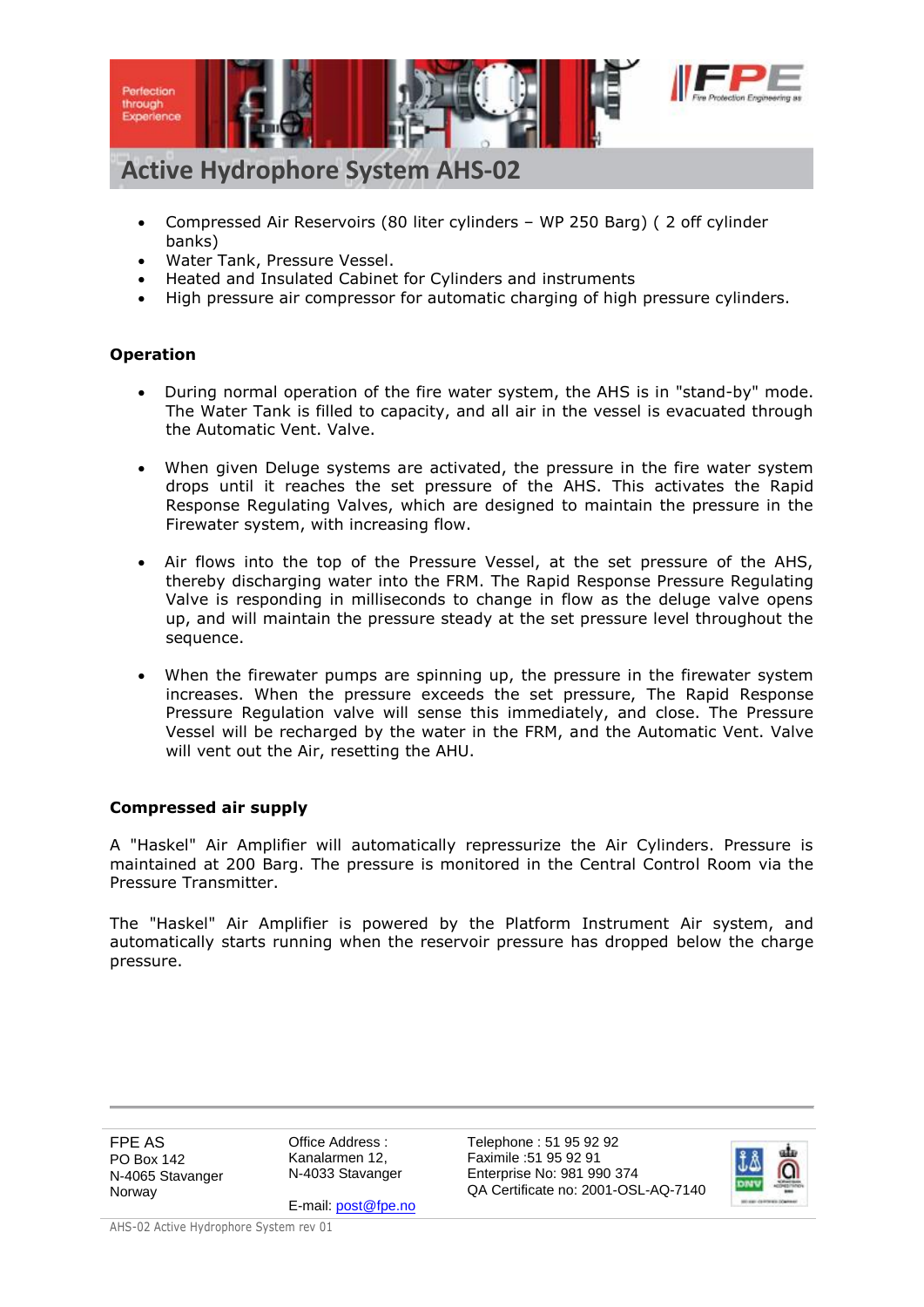# Active Hydrophore System AHS-02

- Compressed Air Reservoirs (80 liter cylinders – WP 250 Barg) ( 2 off cylinder banks)
- Water Tank, Pressure Vessel.
- Heated and Insulated Cabinet for Cylinders and instruments
- High pressure air compressor for automatic charging of high pressure cylinders.

**Operation**

- During normal operation of the fire water system, the AHS is in "stand-by" mode. The Water Tank is filled to capacity, and all air in the vessel is evacuated through the Automatic Vent. Valve.

- When given Deluge systems are activated, the pressure in the fire water system drops until it reaches the set pressure of the AHS. This activates the Rapid Response Regulating Valves, which are designed to maintain the pressure in the Firewater system, with increasing flow.

- Air flows into the top of the Pressure Vessel, at the set pressure of the AHS, thereby discharging water into the FRM. The Rapid Response Pressure Regulating Valve is responding in milliseconds to change in flow as the deluge valve opens up, and will maintain the pressure steady at the set pressure level throughout the sequence.

- When the firewater pumps are spinning up, the pressure in the firewater system increases. When the pressure exceeds the set pressure, The Rapid Response Pressure Regulation valve will sense this immediately, and close. The Pressure Vessel will be recharged by the water in the FRM, and the Automatic Vent. Valve will vent out the Air, resetting the AHU.

**Compressed air supply**

A "Haskel" Air Amplifier will automatically repressurize the Air Cylinders. Pressure is maintained at 200 Barg. The pressure is monitored in the Central Control Room via the Pressure Transmitter.

The "Haskel" Air Amplifier is powered by the Platform Instrument Air system, and automatically starts running when the reservoir pressure has dropped below the charge pressure.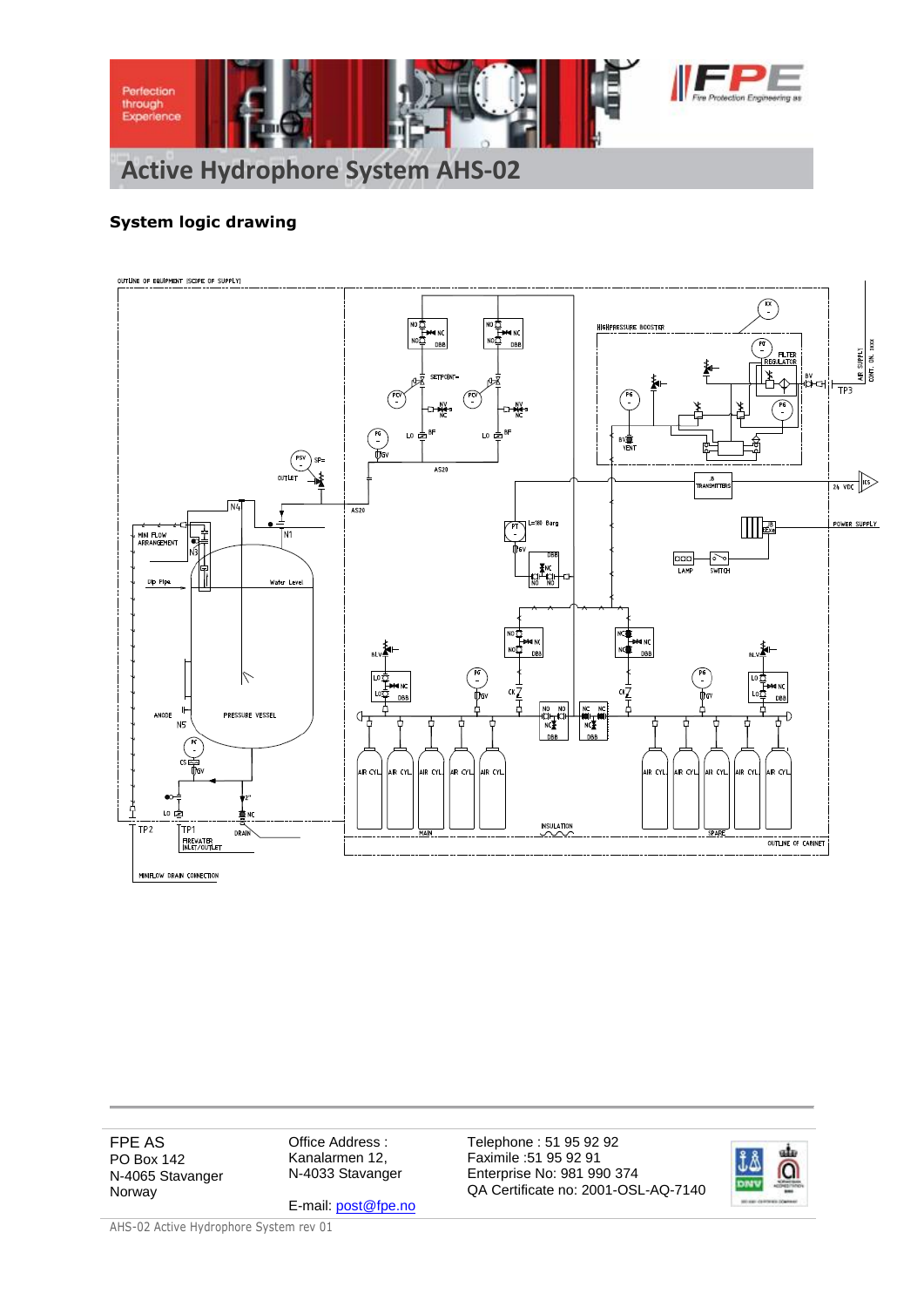## System logic drawing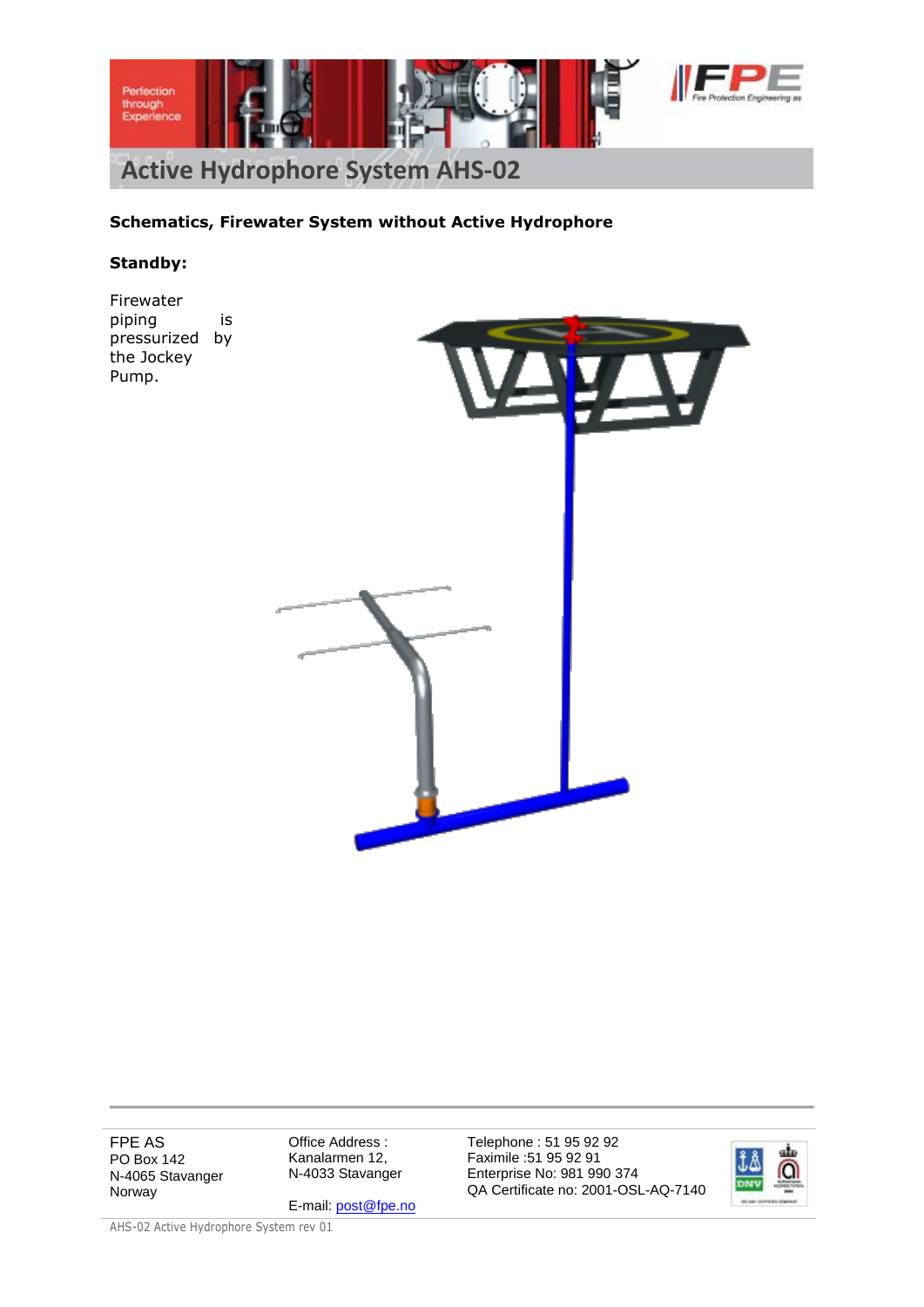# Active Hydrophore System AHS-02

**Schematics, Firewater System without Active Hydrophore**

**Standby:**

Firewater piping is pressurized by the Jockey Pump.

FPE AS
PO Box 142
N-4065 Stavanger
Norway

Office Address :
Kanalarmen 12,
N-4033 Stavanger

E-mail: post@fpe.no

Telephone : 51 95 92 92
Faximile :51 95 92 91
Enterprise No: 981 990 374
QA Certificate no: 2001-OSL-AQ-7140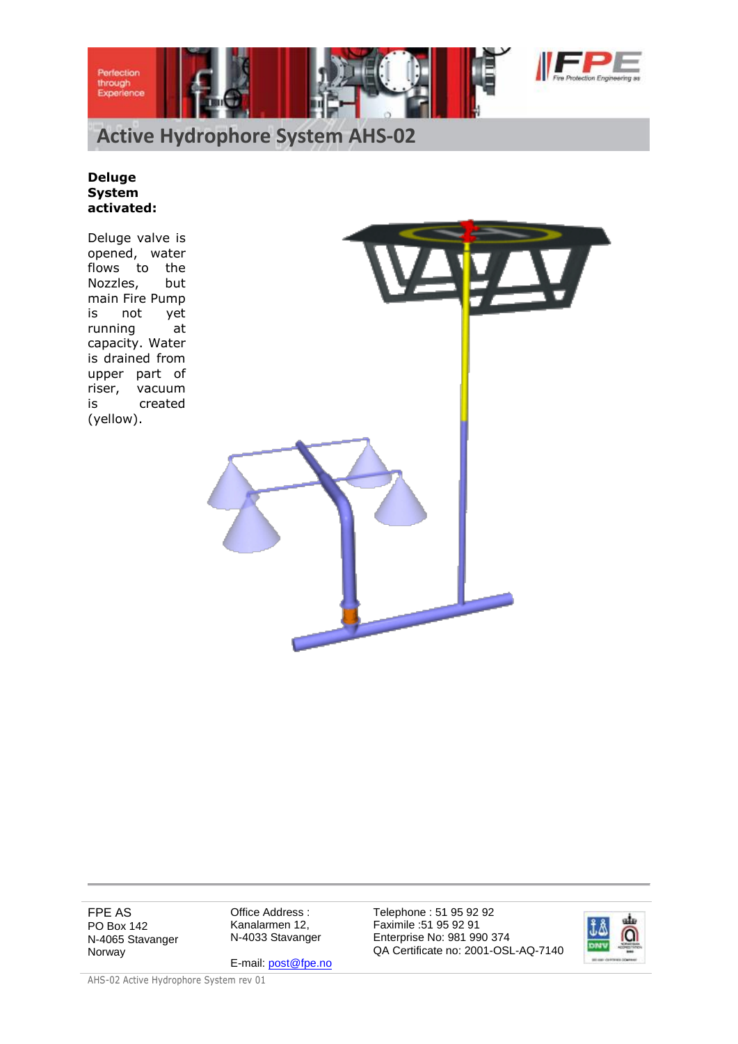# Active Hydrophore System AHS-02

**Deluge System activated:**

Deluge valve is opened, water flows to the Nozzles, but main Fire Pump is not yet running at capacity. Water is drained from upper part of riser, vacuum is created (yellow).

| FPE AS | Office Address : | Telephone : 51 95 92 92 |
|---|---|---|
| PO Box 142 | Kanalarmen 12, | Faximile :51 95 92 91 |
| N-4065 Stavanger | N-4033 Stavanger | Enterprise No: 981 990 374 |
| Norway | | QA Certificate no: 2001-OSL-AQ-7140 |
| | E-mail: post@fpe.no | |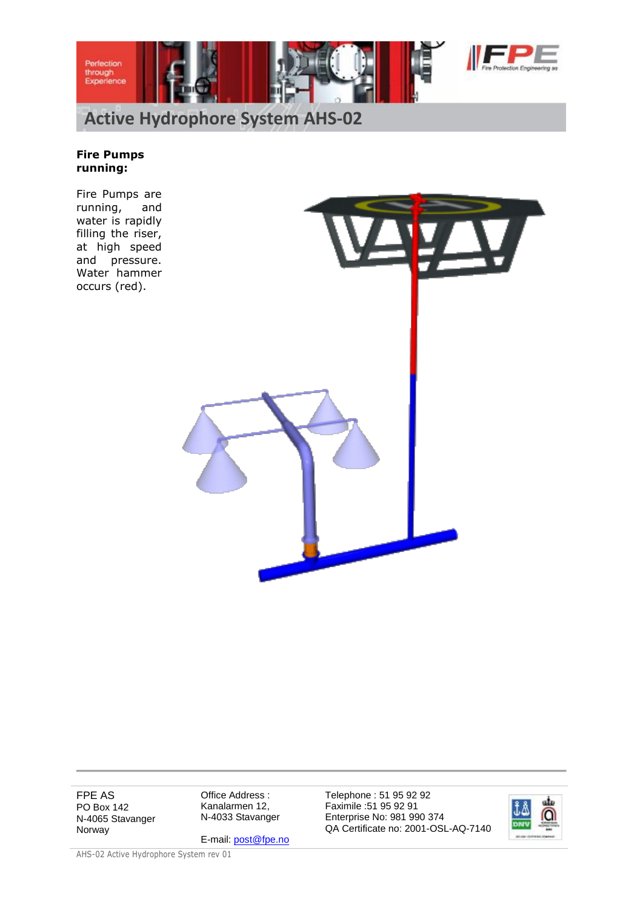# Active Hydrophore System AHS-02

**Fire Pumps running:**

Fire Pumps are running, and water is rapidly filling the riser, at high speed and pressure. Water hammer occurs (red).

FPE AS
PO Box 142
N-4065 Stavanger
Norway

Office Address :
Kanalarmen 12,
N-4033 Stavanger

E-mail: post@fpe.no

Telephone : 51 95 92 92
Faximile :51 95 92 91
Enterprise No: 981 990 374
QA Certificate no: 2001-OSL-AQ-7140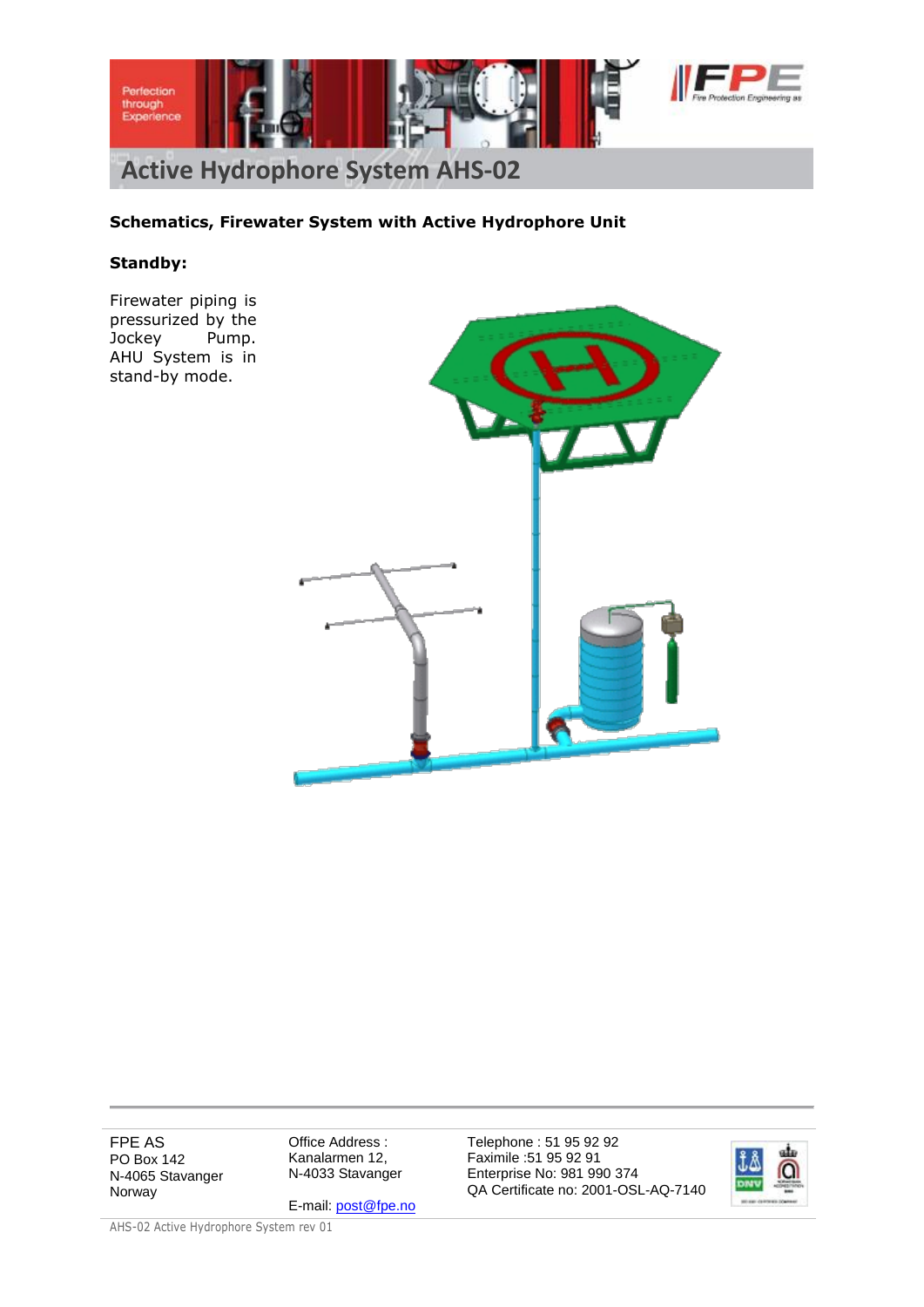# Active Hydrophore System AHS-02

**Schematics, Firewater System with Active Hydrophore Unit**

**Standby:**

Firewater piping is pressurized by the Jockey Pump. AHU System is in stand-by mode.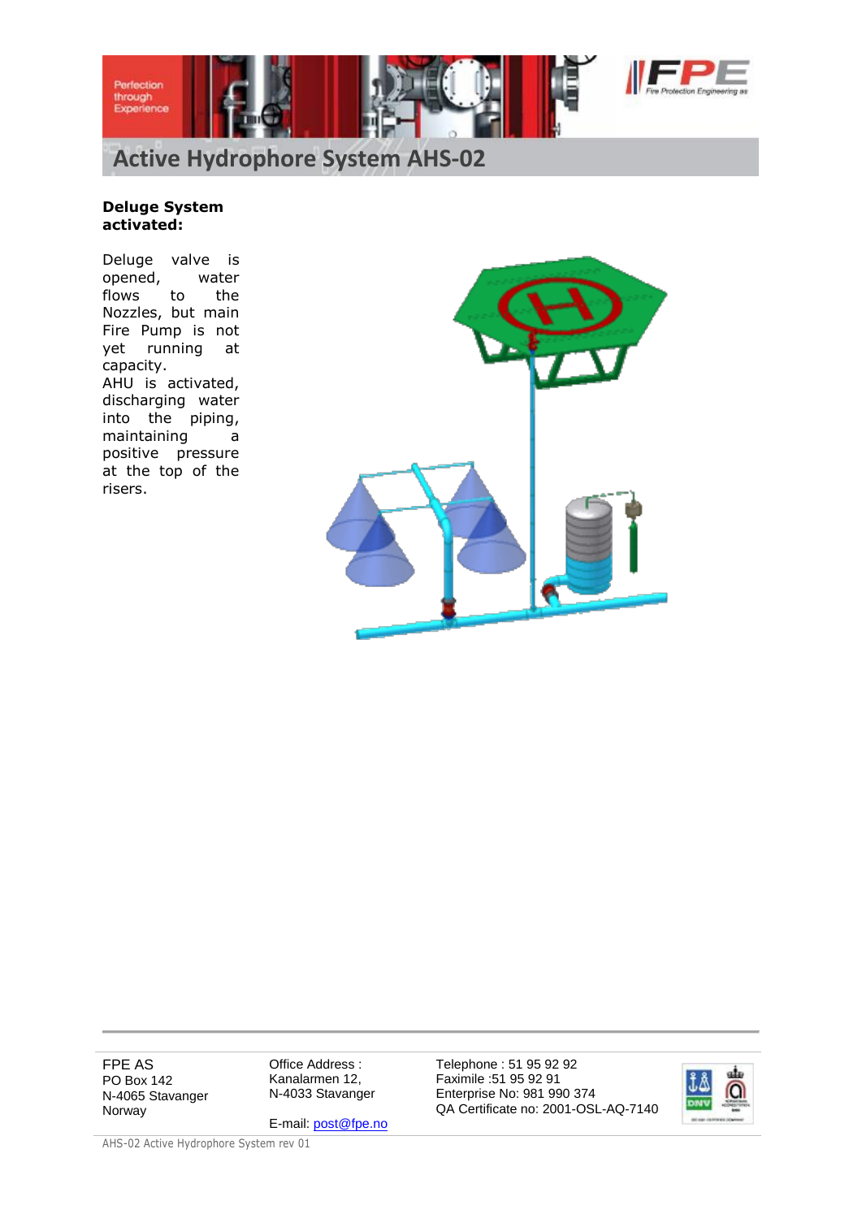# Active Hydrophore System AHS-02

**Deluge System activated:**

Deluge valve is opened, water flows to the Nozzles, but main Fire Pump is not yet running at capacity.
AHU is activated, discharging water into the piping, maintaining a positive pressure at the top of the risers.

FPE AS
PO Box 142
N-4065 Stavanger
Norway

Office Address :
Kanalarmen 12,
N-4033 Stavanger

E-mail: post@fpe.no

Telephone : 51 95 92 92
Faximile :51 95 92 91
Enterprise No: 981 990 374
QA Certificate no: 2001-OSL-AQ-7140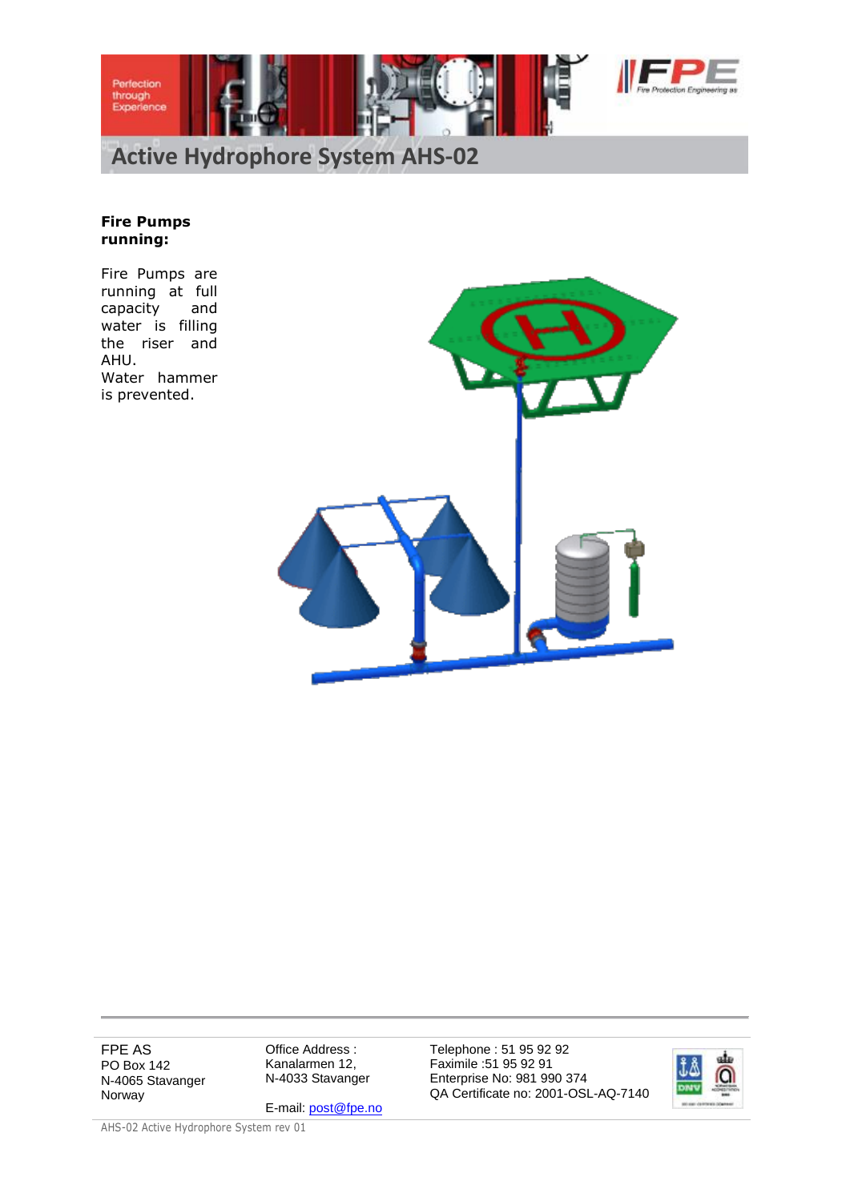# Active Hydrophore System AHS-02

**Fire Pumps running:**

Fire Pumps are running at full capacity and water is filling the riser and AHU.
Water hammer is prevented.

FPE AS
PO Box 142
N-4065 Stavanger
Norway

Office Address :
Kanalarmen 12,
N-4033 Stavanger

E-mail: post@fpe.no

Telephone : 51 95 92 92
Faximile :51 95 92 91
Enterprise No: 981 990 374
QA Certificate no: 2001-OSL-AQ-7140